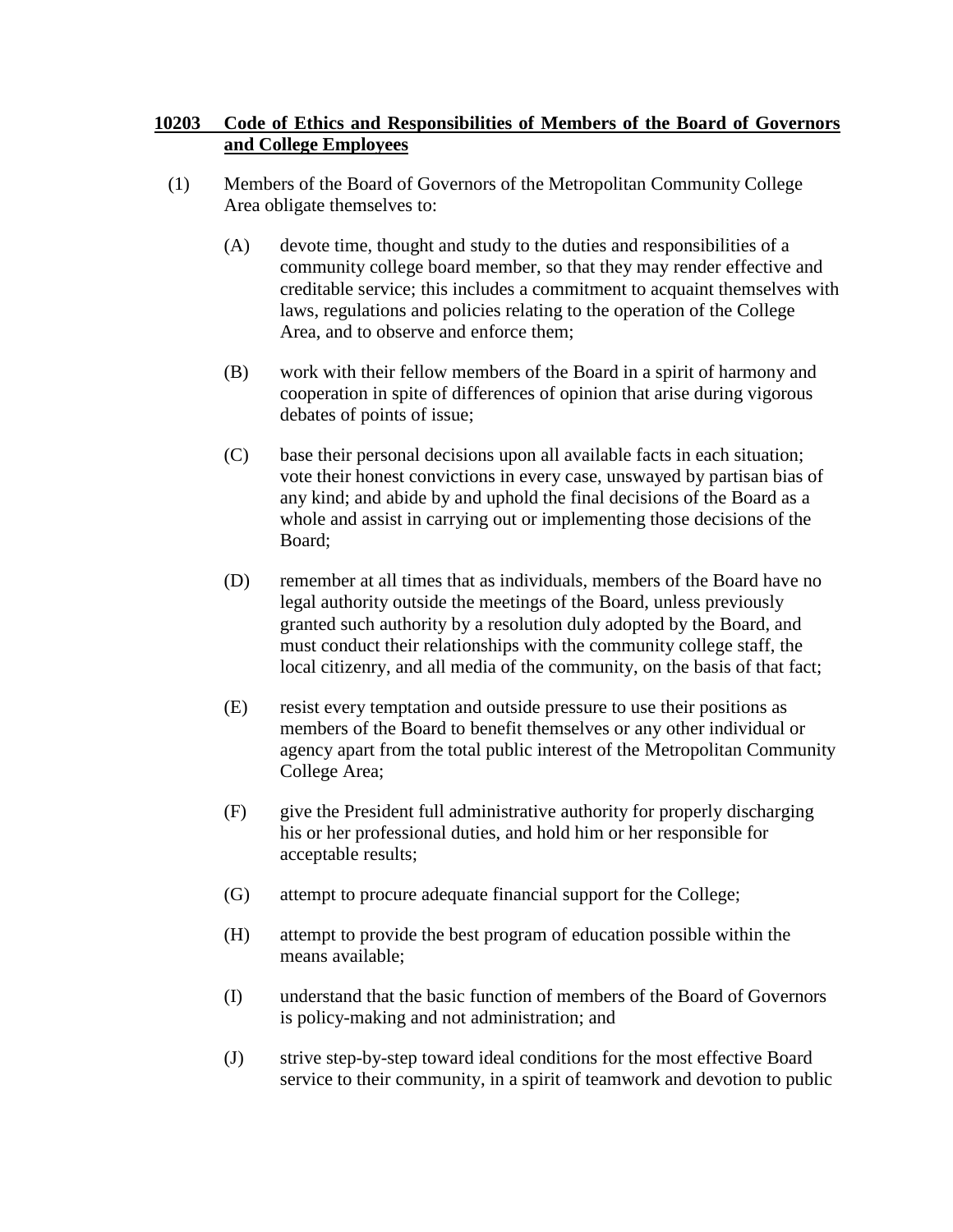## **10203 Code of Ethics and Responsibilities of Members of the Board of Governors and College Employees**

(1) Members of the Board of Governors of the Metropolitan Community College Area obligate themselves to:

(A) devote time, thought and study to the duties and responsibilities of a community college board member, so that they may render effective and creditable service; this includes a commitment to acquaint themselves with laws, regulations and policies relating to the operation of the College Area, and to observe and enforce them;

(B) work with their fellow members of the Board in a spirit of harmony and cooperation in spite of differences of opinion that arise during vigorous debates of points of issue;

(C) base their personal decisions upon all available facts in each situation; vote their honest convictions in every case, unswayed by partisan bias of any kind; and abide by and uphold the final decisions of the Board as a whole and assist in carrying out or implementing those decisions of the Board;

(D) remember at all times that as individuals, members of the Board have no legal authority outside the meetings of the Board, unless previously granted such authority by a resolution duly adopted by the Board, and must conduct their relationships with the community college staff, the local citizenry, and all media of the community, on the basis of that fact;

(E) resist every temptation and outside pressure to use their positions as members of the Board to benefit themselves or any other individual or agency apart from the total public interest of the Metropolitan Community College Area;

(F) give the President full administrative authority for properly discharging his or her professional duties, and hold him or her responsible for acceptable results;

(G) attempt to procure adequate financial support for the College;

(H) attempt to provide the best program of education possible within the means available;

(I) understand that the basic function of members of the Board of Governors is policy-making and not administration; and

(J) strive step-by-step toward ideal conditions for the most effective Board service to their community, in a spirit of teamwork and devotion to public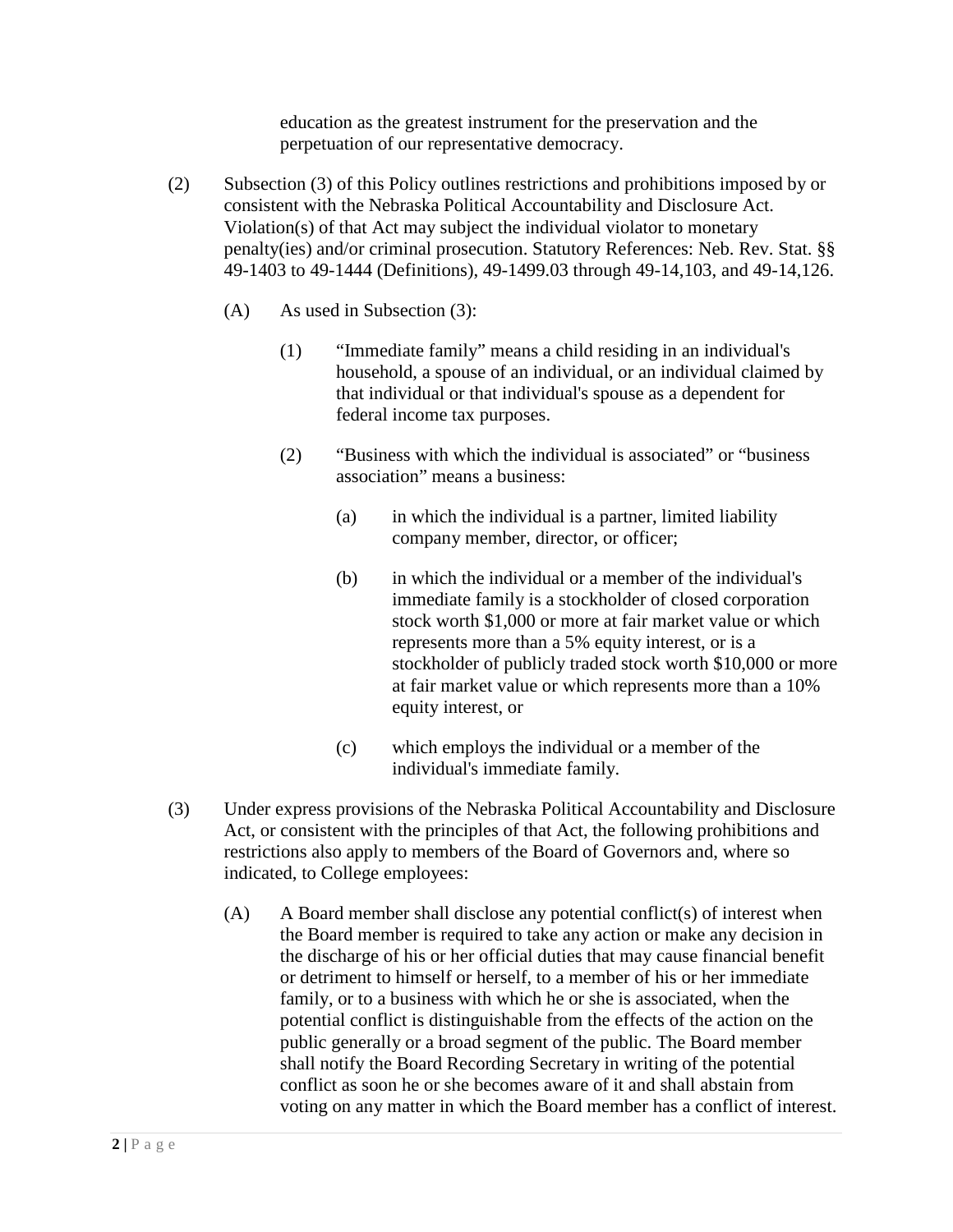education as the greatest instrument for the preservation and the perpetuation of our representative democracy.

(2) Subsection (3) of this Policy outlines restrictions and prohibitions imposed by or consistent with the Nebraska Political Accountability and Disclosure Act. Violation(s) of that Act may subject the individual violator to monetary penalty(ies) and/or criminal prosecution. Statutory References: Neb. Rev. Stat. §§ 49-1403 to 49-1444 (Definitions), 49-1499.03 through 49-14,103, and 49-14,126.

(A) As used in Subsection (3):

(1) "Immediate family" means a child residing in an individual's household, a spouse of an individual, or an individual claimed by that individual or that individual's spouse as a dependent for federal income tax purposes.

(2) "Business with which the individual is associated" or "business association" means a business:

(a) in which the individual is a partner, limited liability company member, director, or officer;

(b) in which the individual or a member of the individual's immediate family is a stockholder of closed corporation stock worth $1,000 or more at fair market value or which represents more than a 5% equity interest, or is a stockholder of publicly traded stock worth $10,000 or more at fair market value or which represents more than a 10% equity interest, or

(c) which employs the individual or a member of the individual's immediate family.

(3) Under express provisions of the Nebraska Political Accountability and Disclosure Act, or consistent with the principles of that Act, the following prohibitions and restrictions also apply to members of the Board of Governors and, where so indicated, to College employees:

(A) A Board member shall disclose any potential conflict(s) of interest when the Board member is required to take any action or make any decision in the discharge of his or her official duties that may cause financial benefit or detriment to himself or herself, to a member of his or her immediate family, or to a business with which he or she is associated, when the potential conflict is distinguishable from the effects of the action on the public generally or a broad segment of the public. The Board member shall notify the Board Recording Secretary in writing of the potential conflict as soon he or she becomes aware of it and shall abstain from voting on any matter in which the Board member has a conflict of interest.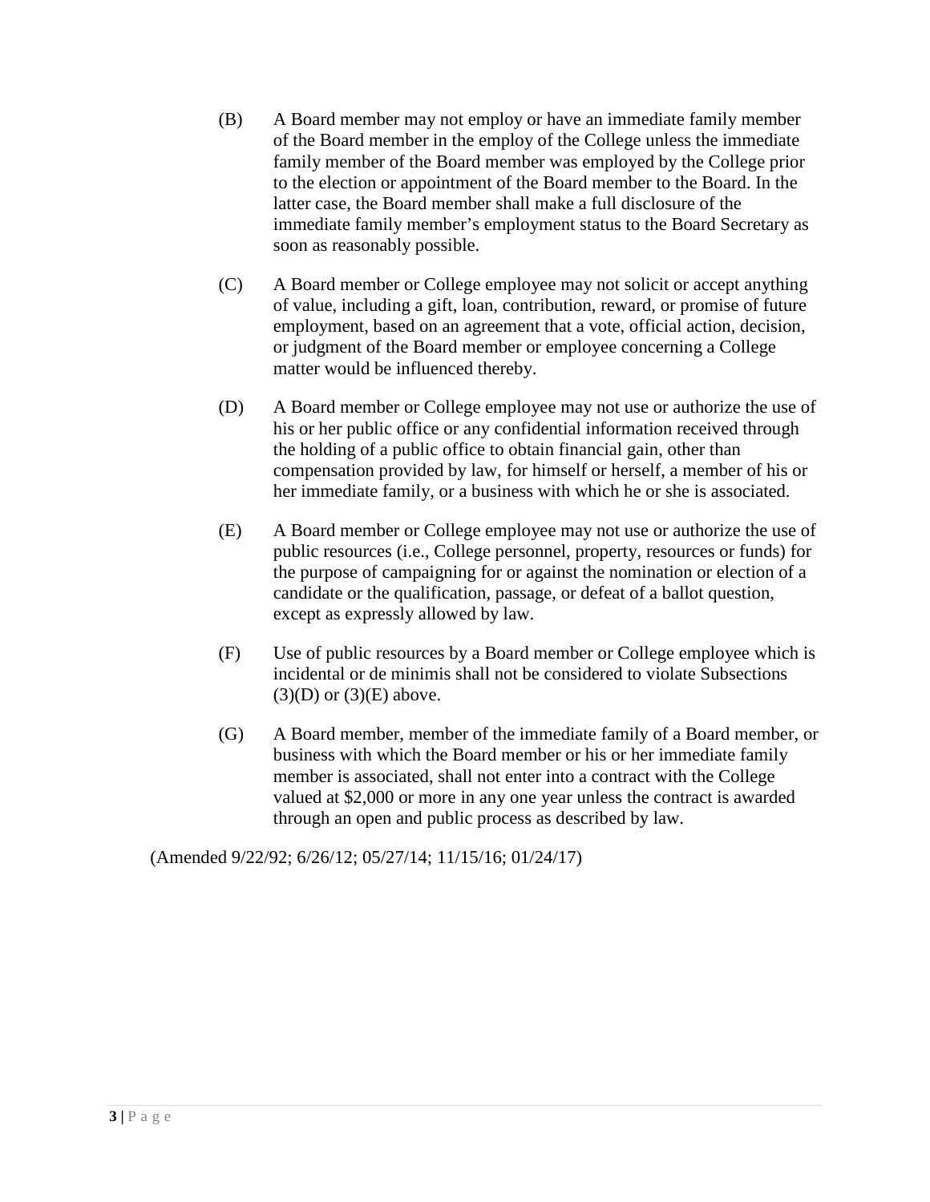(B) A Board member may not employ or have an immediate family member of the Board member in the employ of the College unless the immediate family member of the Board member was employed by the College prior to the election or appointment of the Board member to the Board. In the latter case, the Board member shall make a full disclosure of the immediate family member's employment status to the Board Secretary as soon as reasonably possible.

(C) A Board member or College employee may not solicit or accept anything of value, including a gift, loan, contribution, reward, or promise of future employment, based on an agreement that a vote, official action, decision, or judgment of the Board member or employee concerning a College matter would be influenced thereby.

(D) A Board member or College employee may not use or authorize the use of his or her public office or any confidential information received through the holding of a public office to obtain financial gain, other than compensation provided by law, for himself or herself, a member of his or her immediate family, or a business with which he or she is associated.

(E) A Board member or College employee may not use or authorize the use of public resources (i.e., College personnel, property, resources or funds) for the purpose of campaigning for or against the nomination or election of a candidate or the qualification, passage, or defeat of a ballot question, except as expressly allowed by law.

(F) Use of public resources by a Board member or College employee which is incidental or de minimis shall not be considered to violate Subsections (3)(D) or (3)(E) above.

(G) A Board member, member of the immediate family of a Board member, or business with which the Board member or his or her immediate family member is associated, shall not enter into a contract with the College valued at $2,000 or more in any one year unless the contract is awarded through an open and public process as described by law.

(Amended 9/22/92; 6/26/12; 05/27/14; 11/15/16; 01/24/17)